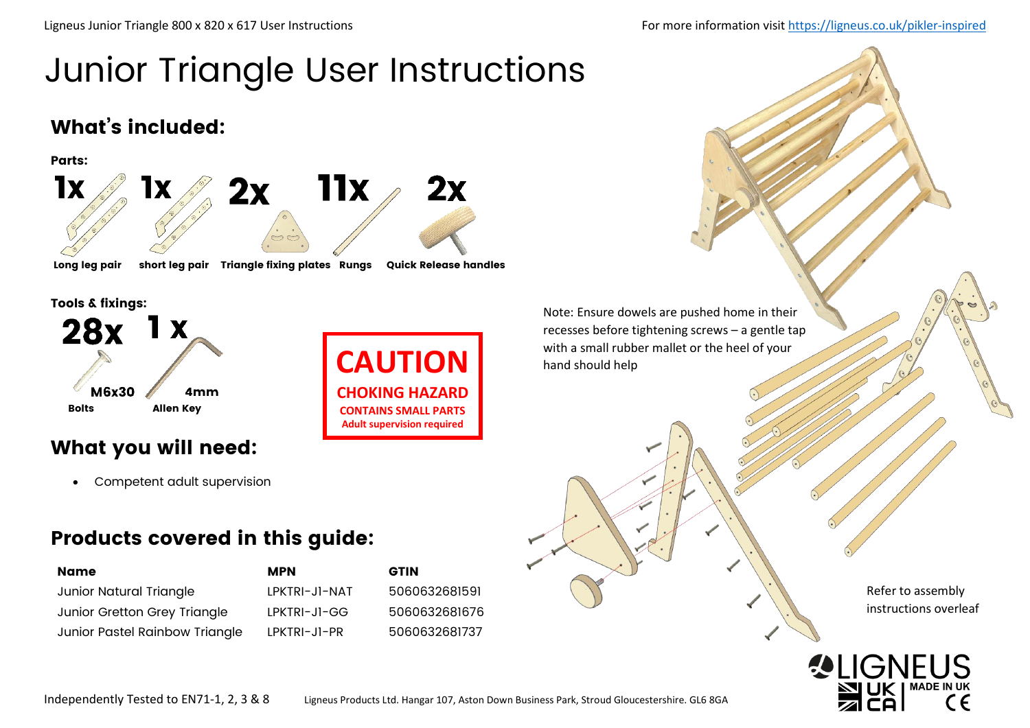# Junior Triangle User Instructions

## What's included:

**Parts:**

- 1x Long leg pair
- 1x short leg pair
- 2x Triangle fixing plates
- 11x Rungs
- 2x Quick Release handles

**Tools & fixings:**

- 28x M6x30 Bolts
- 1 x 4mm Allen Key

**CAUTION**
**CHOKING HAZARD**
**CONTAINS SMALL PARTS**
**Adult supervision required**

## What you will need:

- Competent adult supervision

## Products covered in this guide:

| Name | MPN | GTIN |
|---|---|---|
| Junior Natural Triangle | LPKTRI-J1-NAT | 5060632681591 |
| Junior Gretton Grey Triangle | LPKTRI-J1-GG | 5060632681676 |
| Junior Pastel Rainbow Triangle | LPKTRI-J1-PR | 5060632681737 |

Note: Ensure dowels are pushed home in their recesses before tightening screws – a gentle tap with a small rubber mallet or the heel of your hand should help

Refer to assembly instructions overleaf

For more information visit https://ligneus.co.uk/pikler-inspired

Independently Tested to EN71-1, 2, 3 & 8

Ligneus Products Ltd. Hangar 107, Aston Down Business Park, Stroud Gloucestershire. GL6 8GA

LIGNEUS — MADE IN UK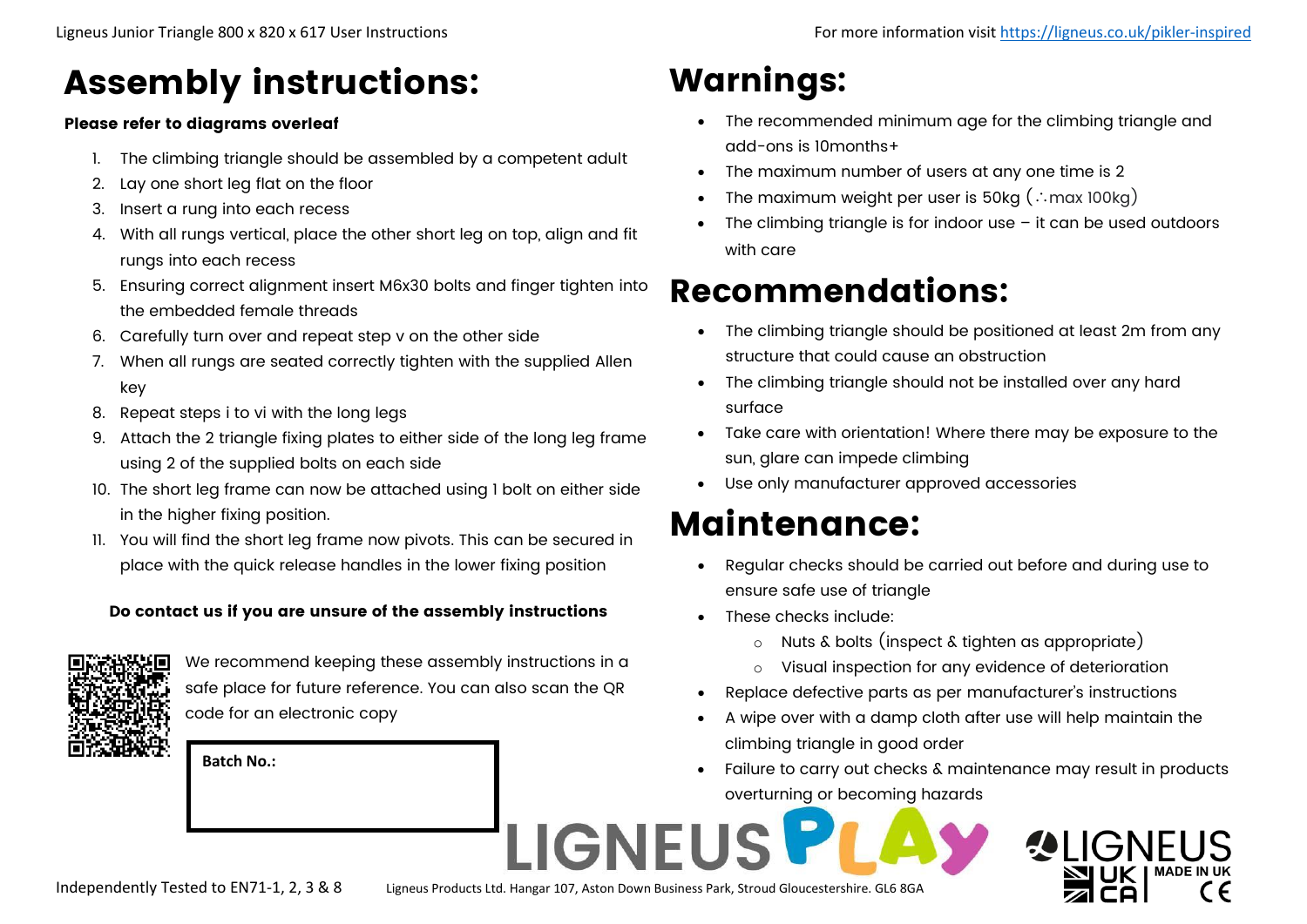# Assembly instructions:

**Please refer to diagrams overleaf**

1. The climbing triangle should be assembled by a competent adult
2. Lay one short leg flat on the floor
3. Insert a rung into each recess
4. With all rungs vertical, place the other short leg on top, align and fit rungs into each recess
5. Ensuring correct alignment insert M6x30 bolts and finger tighten into the embedded female threads
6. Carefully turn over and repeat step v on the other side
7. When all rungs are seated correctly tighten with the supplied Allen key
8. Repeat steps i to vi with the long legs
9. Attach the 2 triangle fixing plates to either side of the long leg frame using 2 of the supplied bolts on each side
10. The short leg frame can now be attached using 1 bolt on either side in the higher fixing position.
11. You will find the short leg frame now pivots. This can be secured in place with the quick release handles in the lower fixing position

**Do contact us if you are unsure of the assembly instructions**

We recommend keeping these assembly instructions in a safe place for future reference. You can also scan the QR code for an electronic copy

**Batch No.:**

# Warnings:

- The recommended minimum age for the climbing triangle and add-ons is 10months+
- The maximum number of users at any one time is 2
- The maximum weight per user is 50kg (∴max 100kg)
- The climbing triangle is for indoor use – it can be used outdoors with care

# Recommendations:

- The climbing triangle should be positioned at least 2m from any structure that could cause an obstruction
- The climbing triangle should not be installed over any hard surface
- Take care with orientation! Where there may be exposure to the sun, glare can impede climbing
- Use only manufacturer approved accessories

# Maintenance:

- Regular checks should be carried out before and during use to ensure safe use of triangle
- These checks include:
  - Nuts & bolts (inspect & tighten as appropriate)
  - Visual inspection for any evidence of deterioration
- Replace defective parts as per manufacturer's instructions
- A wipe over with a damp cloth after use will help maintain the climbing triangle in good order
- Failure to carry out checks & maintenance may result in products overturning or becoming hazards

LIGNEUS PLAY

LIGNEUS MADE IN UK

Independently Tested to EN71-1, 2, 3 & 8

Ligneus Products Ltd. Hangar 107, Aston Down Business Park, Stroud Gloucestershire. GL6 8GA